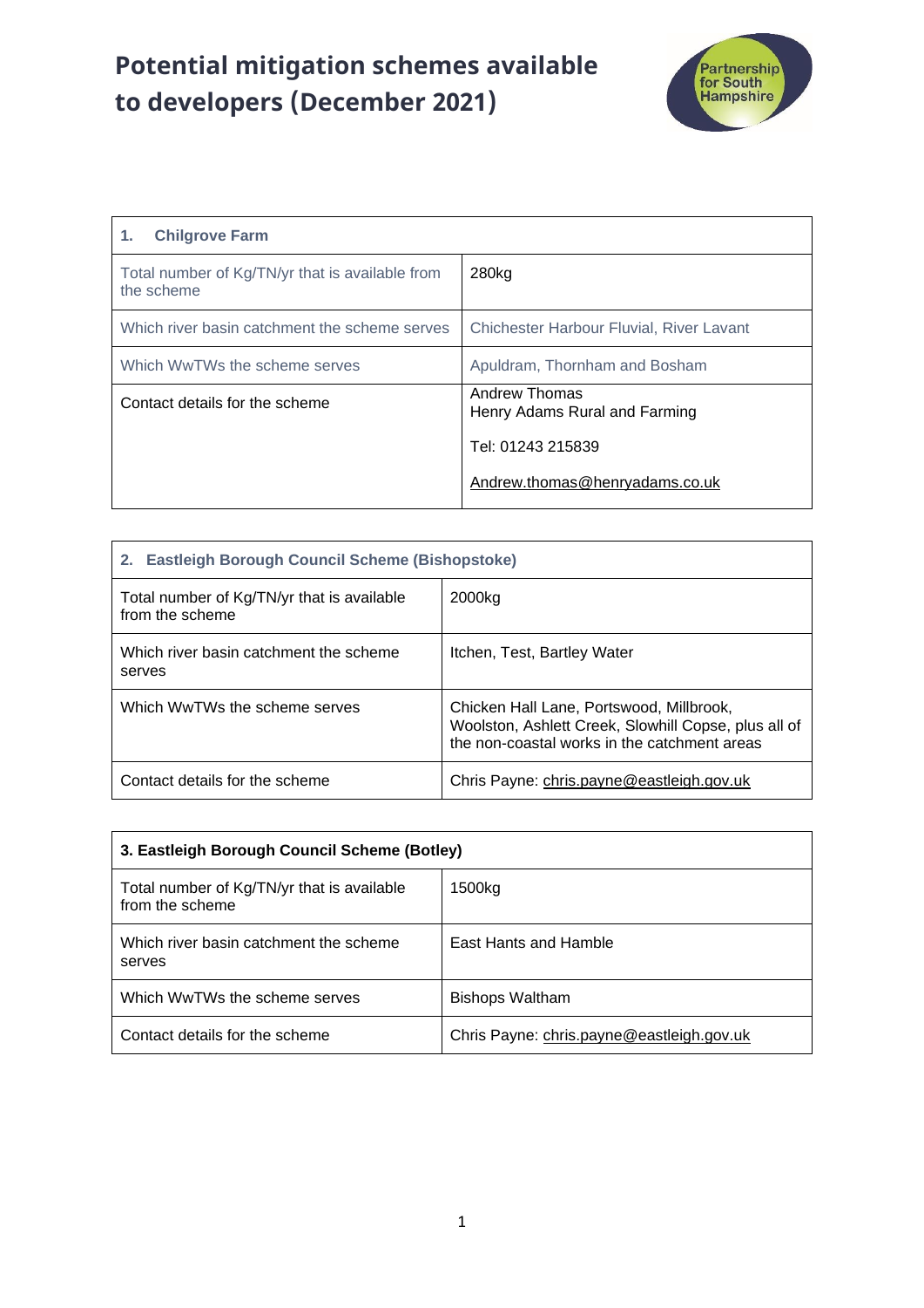# Potential mitigation schemes available to developers (December 2021)

| 1. Chilgrove Farm | |
|---|---|
| Total number of Kg/TN/yr that is available from the scheme | 280kg |
| Which river basin catchment the scheme serves | Chichester Harbour Fluvial, River Lavant |
| Which WwTWs the scheme serves | Apuldram, Thornham and Bosham |
| Contact details for the scheme | Andrew Thomas<br>Henry Adams Rural and Farming<br><br>Tel: 01243 215839<br><br>Andrew.thomas@henryadams.co.uk |

| 2. Eastleigh Borough Council Scheme (Bishopstoke) | |
|---|---|
| Total number of Kg/TN/yr that is available from the scheme | 2000kg |
| Which river basin catchment the scheme serves | Itchen, Test, Bartley Water |
| Which WwTWs the scheme serves | Chicken Hall Lane, Portswood, Millbrook, Woolston, Ashlett Creek, Slowhill Copse, plus all of the non-coastal works in the catchment areas |
| Contact details for the scheme | Chris Payne: chris.payne@eastleigh.gov.uk |

| 3. Eastleigh Borough Council Scheme (Botley) | |
|---|---|
| Total number of Kg/TN/yr that is available from the scheme | 1500kg |
| Which river basin catchment the scheme serves | East Hants and Hamble |
| Which WwTWs the scheme serves | Bishops Waltham |
| Contact details for the scheme | Chris Payne: chris.payne@eastleigh.gov.uk |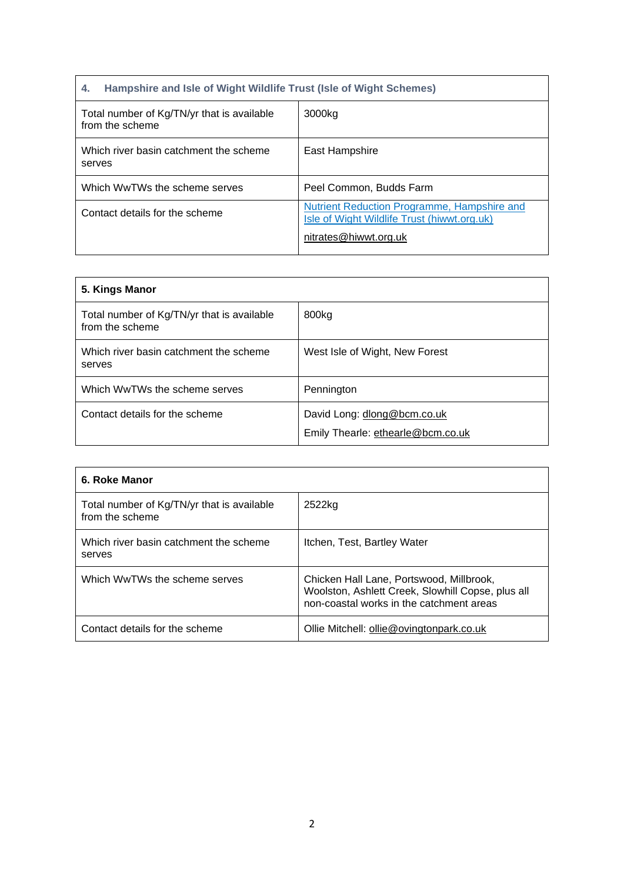| 4. Hampshire and Isle of Wight Wildlife Trust (Isle of Wight Schemes) | |
|---|---|
| Total number of Kg/TN/yr that is available from the scheme | 3000kg |
| Which river basin catchment the scheme serves | East Hampshire |
| Which WwTWs the scheme serves | Peel Common, Budds Farm |
| Contact details for the scheme | Nutrient Reduction Programme, Hampshire and Isle of Wight Wildlife Trust (hiwwt.org.uk)<br>nitrates@hiwwt.org.uk |

| 5. Kings Manor | |
|---|---|
| Total number of Kg/TN/yr that is available from the scheme | 800kg |
| Which river basin catchment the scheme serves | West Isle of Wight, New Forest |
| Which WwTWs the scheme serves | Pennington |
| Contact details for the scheme | David Long: dlong@bcm.co.uk<br>Emily Thearle: ethearle@bcm.co.uk |

| 6. Roke Manor | |
|---|---|
| Total number of Kg/TN/yr that is available from the scheme | 2522kg |
| Which river basin catchment the scheme serves | Itchen, Test, Bartley Water |
| Which WwTWs the scheme serves | Chicken Hall Lane, Portswood, Millbrook, Woolston, Ashlett Creek, Slowhill Copse, plus all non-coastal works in the catchment areas |
| Contact details for the scheme | Ollie Mitchell: ollie@ovingtonpark.co.uk |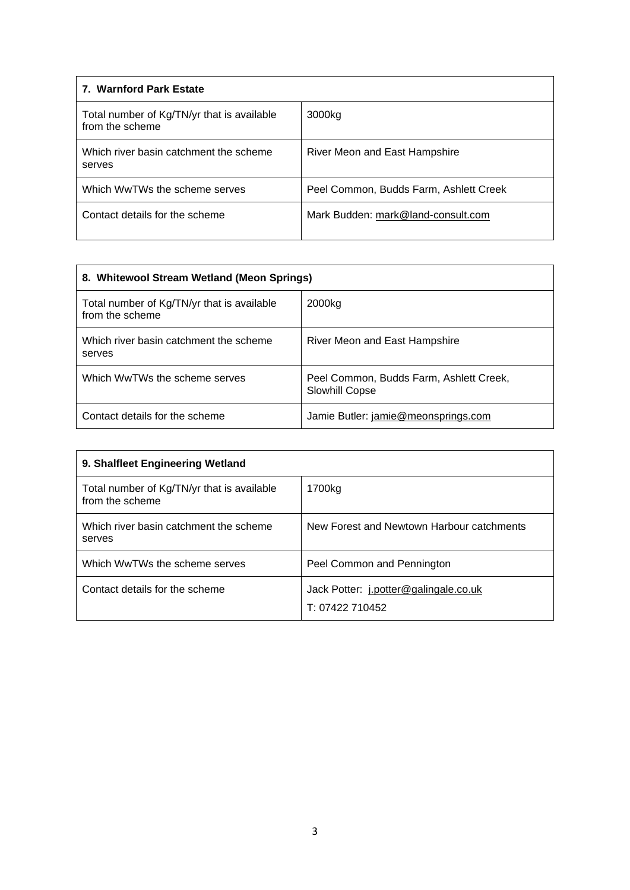| 7. Warnford Park Estate | |
|---|---|
| Total number of Kg/TN/yr that is available from the scheme | 3000kg |
| Which river basin catchment the scheme serves | River Meon and East Hampshire |
| Which WwTWs the scheme serves | Peel Common, Budds Farm, Ashlett Creek |
| Contact details for the scheme | Mark Budden: mark@land-consult.com |

| 8. Whitewool Stream Wetland (Meon Springs) | |
|---|---|
| Total number of Kg/TN/yr that is available from the scheme | 2000kg |
| Which river basin catchment the scheme serves | River Meon and East Hampshire |
| Which WwTWs the scheme serves | Peel Common, Budds Farm, Ashlett Creek, Slowhill Copse |
| Contact details for the scheme | Jamie Butler: jamie@meonsprings.com |

| 9. Shalfleet Engineering Wetland | |
|---|---|
| Total number of Kg/TN/yr that is available from the scheme | 1700kg |
| Which river basin catchment the scheme serves | New Forest and Newtown Harbour catchments |
| Which WwTWs the scheme serves | Peel Common and Pennington |
| Contact details for the scheme | Jack Potter: j.potter@galingale.co.uk<br>T: 07422 710452 |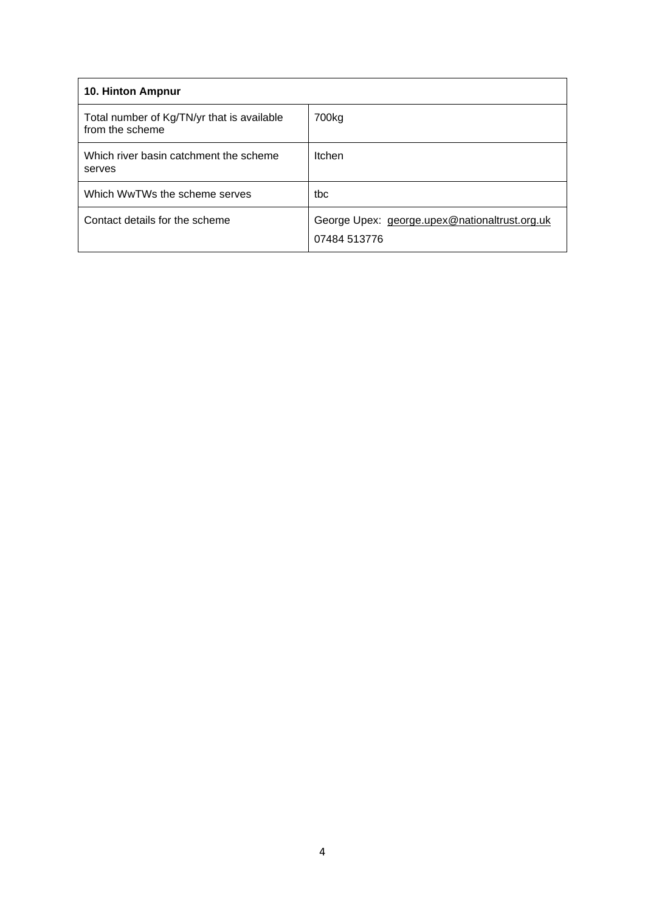| **10. Hinton Ampnur** | |
|---|---|
| Total number of Kg/TN/yr that is available from the scheme | 700kg |
| Which river basin catchment the scheme serves | Itchen |
| Which WwTWs the scheme serves | tbc |
| Contact details for the scheme | George Upex: george.upex@nationaltrust.org.uk<br>07484 513776 |